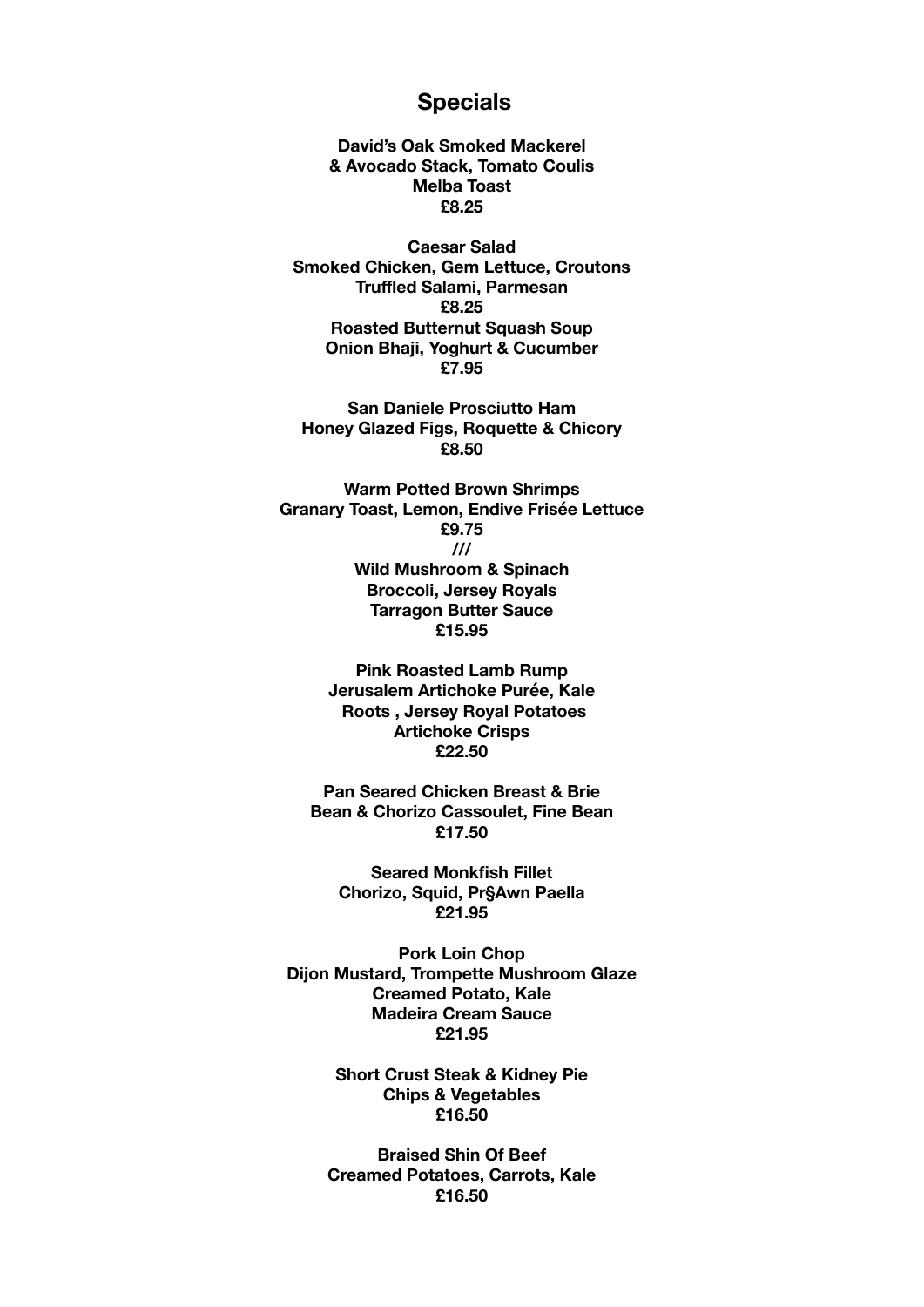# Specials

**David's Oak Smoked Mackerel**
**& Avocado Stack, Tomato Coulis**
**Melba Toast**
**£8.25**

**Caesar Salad**
**Smoked Chicken, Gem Lettuce, Croutons**
**Truffled Salami, Parmesan**
**£8.25**
**Roasted Butternut Squash Soup**
**Onion Bhaji, Yoghurt & Cucumber**
**£7.95**

**San Daniele Prosciutto Ham**
**Honey Glazed Figs, Roquette & Chicory**
**£8.50**

**Warm Potted Brown Shrimps**
**Granary Toast, Lemon, Endive Frisée Lettuce**
**£9.75**
**///**
**Wild Mushroom & Spinach**
**Broccoli, Jersey Royals**
**Tarragon Butter Sauce**
**£15.95**

**Pink Roasted Lamb Rump**
**Jerusalem Artichoke Purée, Kale**
**Roots , Jersey Royal Potatoes**
**Artichoke Crisps**
**£22.50**

**Pan Seared Chicken Breast & Brie**
**Bean & Chorizo Cassoulet, Fine Bean**
**£17.50**

**Seared Monkfish Fillet**
**Chorizo, Squid, Pr§Awn Paella**
**£21.95**

**Pork Loin Chop**
**Dijon Mustard, Trompette Mushroom Glaze**
**Creamed Potato, Kale**
**Madeira Cream Sauce**
**£21.95**

**Short Crust Steak & Kidney Pie**
**Chips & Vegetables**
**£16.50**

**Braised Shin Of Beef**
**Creamed Potatoes, Carrots, Kale**
**£16.50**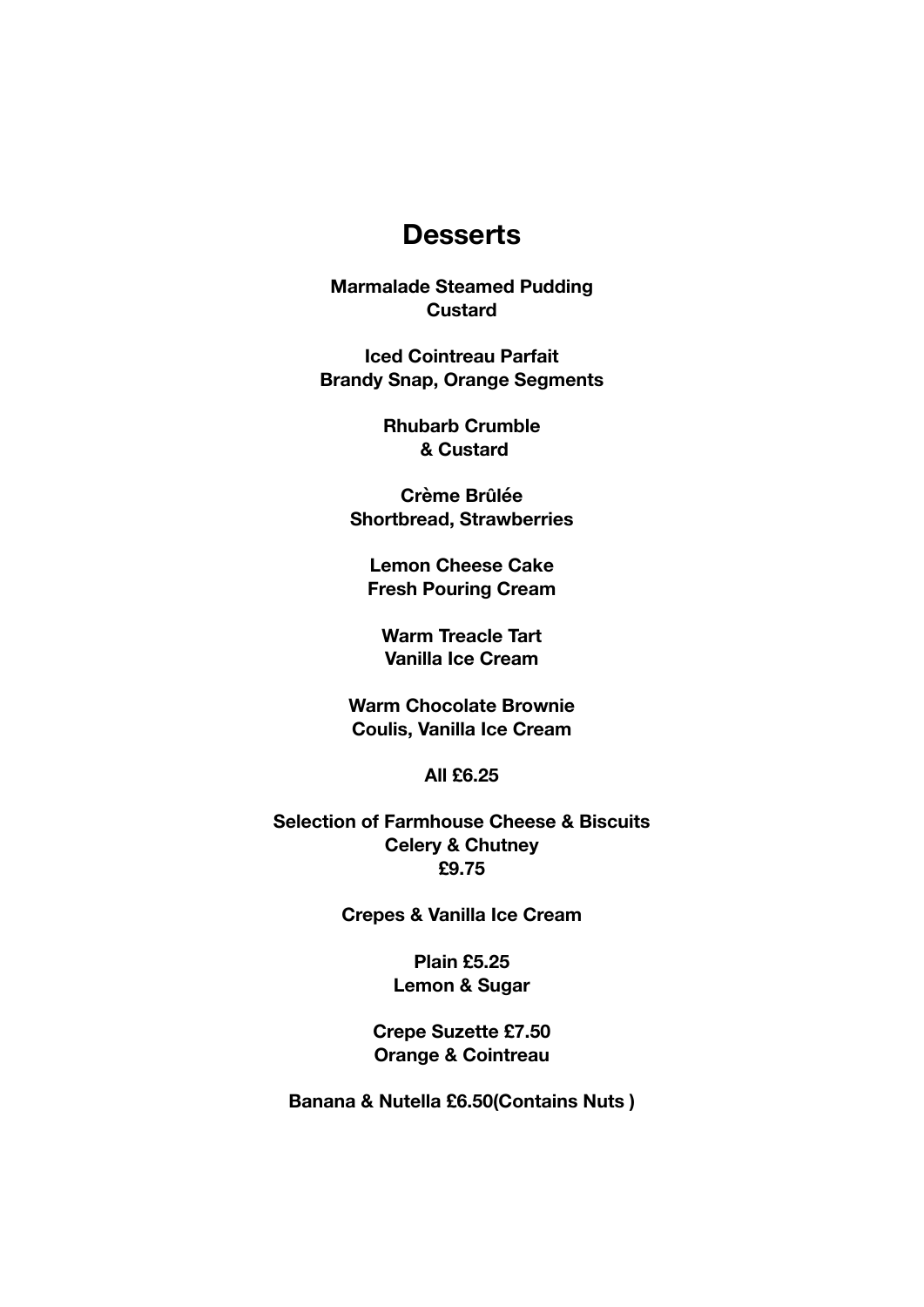# Desserts

**Marmalade Steamed Pudding**
**Custard**

**Iced Cointreau Parfait**
**Brandy Snap, Orange Segments**

**Rhubarb Crumble**
**& Custard**

**Crème Brûlée**
**Shortbread, Strawberries**

**Lemon Cheese Cake**
**Fresh Pouring Cream**

**Warm Treacle Tart**
**Vanilla Ice Cream**

**Warm Chocolate Brownie**
**Coulis, Vanilla Ice Cream**

**All £6.25**

**Selection of Farmhouse Cheese & Biscuits**
**Celery & Chutney**
**£9.75**

**Crepes & Vanilla Ice Cream**

**Plain £5.25**
**Lemon & Sugar**

**Crepe Suzette £7.50**
**Orange & Cointreau**

**Banana & Nutella £6.50(Contains Nuts )**